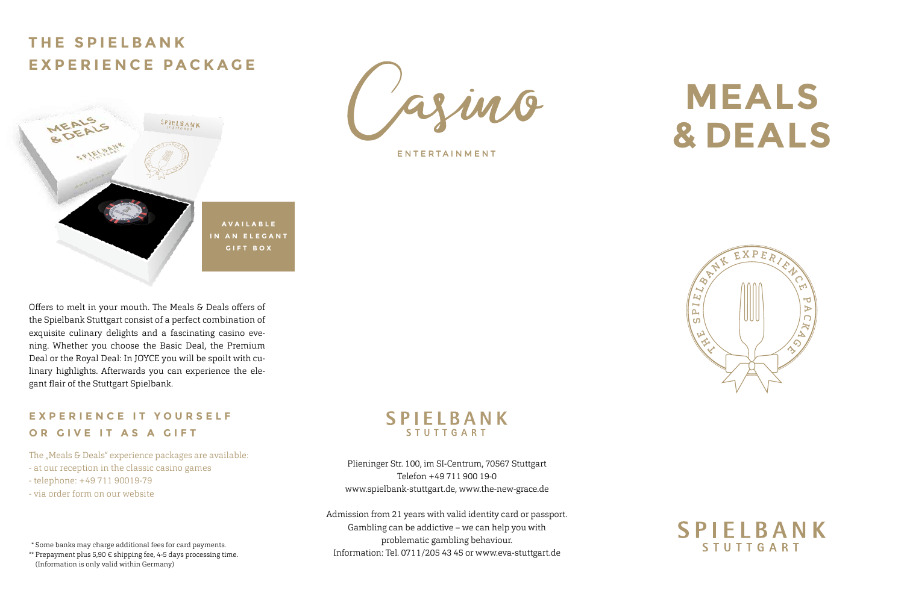# THE SPIELBANK EXPERIENCE PACKAGE

AVAILABLE IN AN ELEGANT GIFT BOX

Offers to melt in your mouth. The Meals & Deals offers of the Spielbank Stuttgart consist of a perfect combination of exquisite culinary delights and a fascinating casino evening. Whether you choose the Basic Deal, the Premium Deal or the Royal Deal: In JOYCE you will be spoilt with culinary highlights. Afterwards you can experience the elegant flair of the Stuttgart Spielbank.

## EXPERIENCE IT YOURSELF OR GIVE IT AS A GIFT

The „Meals & Deals" experience packages are available:

- at our reception in the classic casino games
- telephone: +49 711 90019-79
- via order form on our website

\* Some banks may charge additional fees for card payments.

\*\* Prepayment plus 5,90 € shipping fee, 4-5 days processing time. (Information is only valid within Germany)

Casino

ENTERTAINMENT

SPIELBANK STUTTGART

Plieninger Str. 100, im SI-Centrum, 70567 Stuttgart
Telefon +49 711 900 19-0
www.spielbank-stuttgart.de, www.the-new-grace.de

Admission from 21 years with valid identity card or passport.
Gambling can be addictive – we can help you with problematic gambling behaviour.
Information: Tel. 0711/205 43 45 or www.eva-stuttgart.de

# MEALS & DEALS

THE SPIELBANK EXPERIENCE PACKAGE

SPIELBANK STUTTGART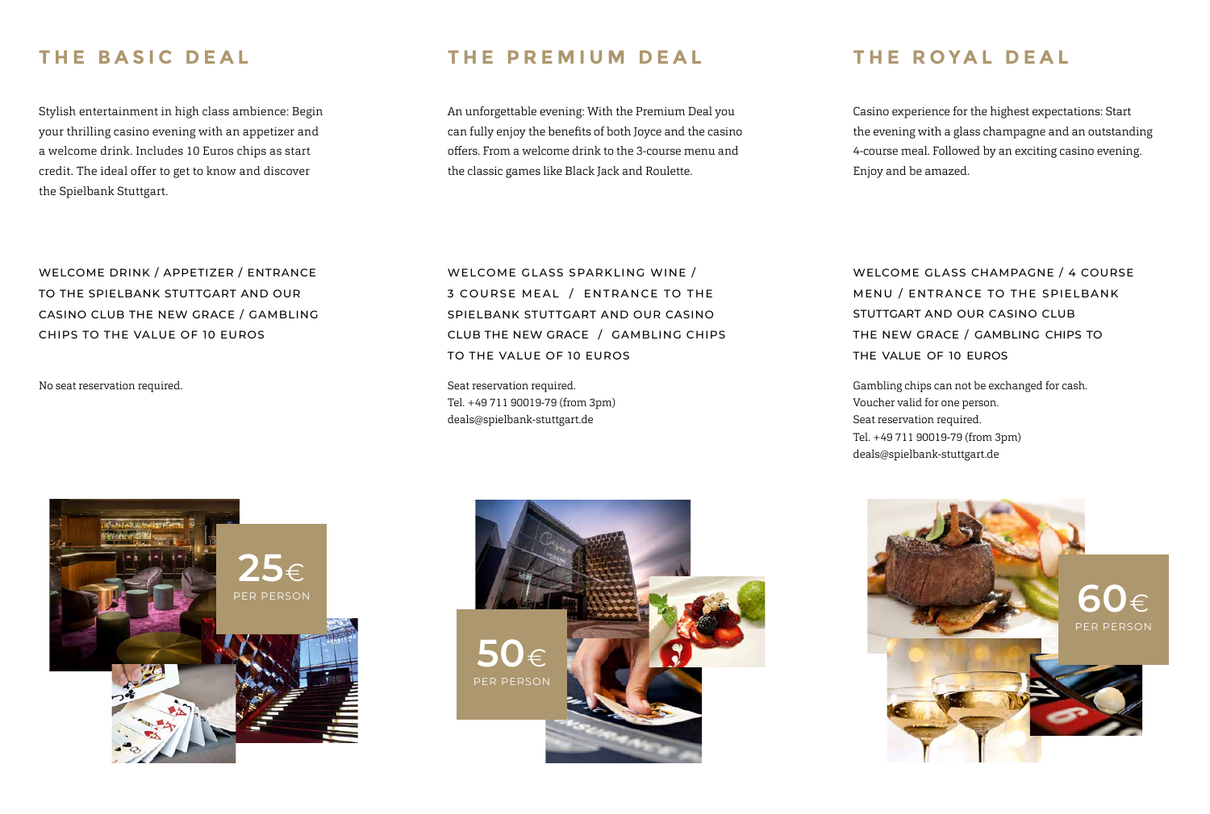## THE BASIC DEAL

Stylish entertainment in high class ambience: Begin your thrilling casino evening with an appetizer and a welcome drink. Includes 10 Euros chips as start credit. The ideal offer to get to know and discover the Spielbank Stuttgart.

WELCOME DRINK / APPETIZER / ENTRANCE TO THE SPIELBANK STUTTGART AND OUR CASINO CLUB THE NEW GRACE / GAMBLING CHIPS TO THE VALUE OF 10 EUROS

No seat reservation required.

**25€** PER PERSON

## THE PREMIUM DEAL

An unforgettable evening: With the Premium Deal you can fully enjoy the benefits of both Joyce and the casino offers. From a welcome drink to the 3-course menu and the classic games like Black Jack and Roulette.

WELCOME GLASS SPARKLING WINE / 3 COURSE MEAL / ENTRANCE TO THE SPIELBANK STUTTGART AND OUR CASINO CLUB THE NEW GRACE / GAMBLING CHIPS TO THE VALUE OF 10 EUROS

Seat reservation required.
Tel. +49 711 90019-79 (from 3pm)
deals@spielbank-stuttgart.de

**50€** PER PERSON

## THE ROYAL DEAL

Casino experience for the highest expectations: Start the evening with a glass champagne and an outstanding 4-course meal. Followed by an exciting casino evening. Enjoy and be amazed.

WELCOME GLASS CHAMPAGNE / 4 COURSE MENU / ENTRANCE TO THE SPIELBANK STUTTGART AND OUR CASINO CLUB THE NEW GRACE / GAMBLING CHIPS TO THE VALUE OF 10 EUROS

Gambling chips can not be exchanged for cash.
Voucher valid for one person.
Seat reservation required.
Tel. +49 711 90019-79 (from 3pm)
deals@spielbank-stuttgart.de

**60€** PER PERSON